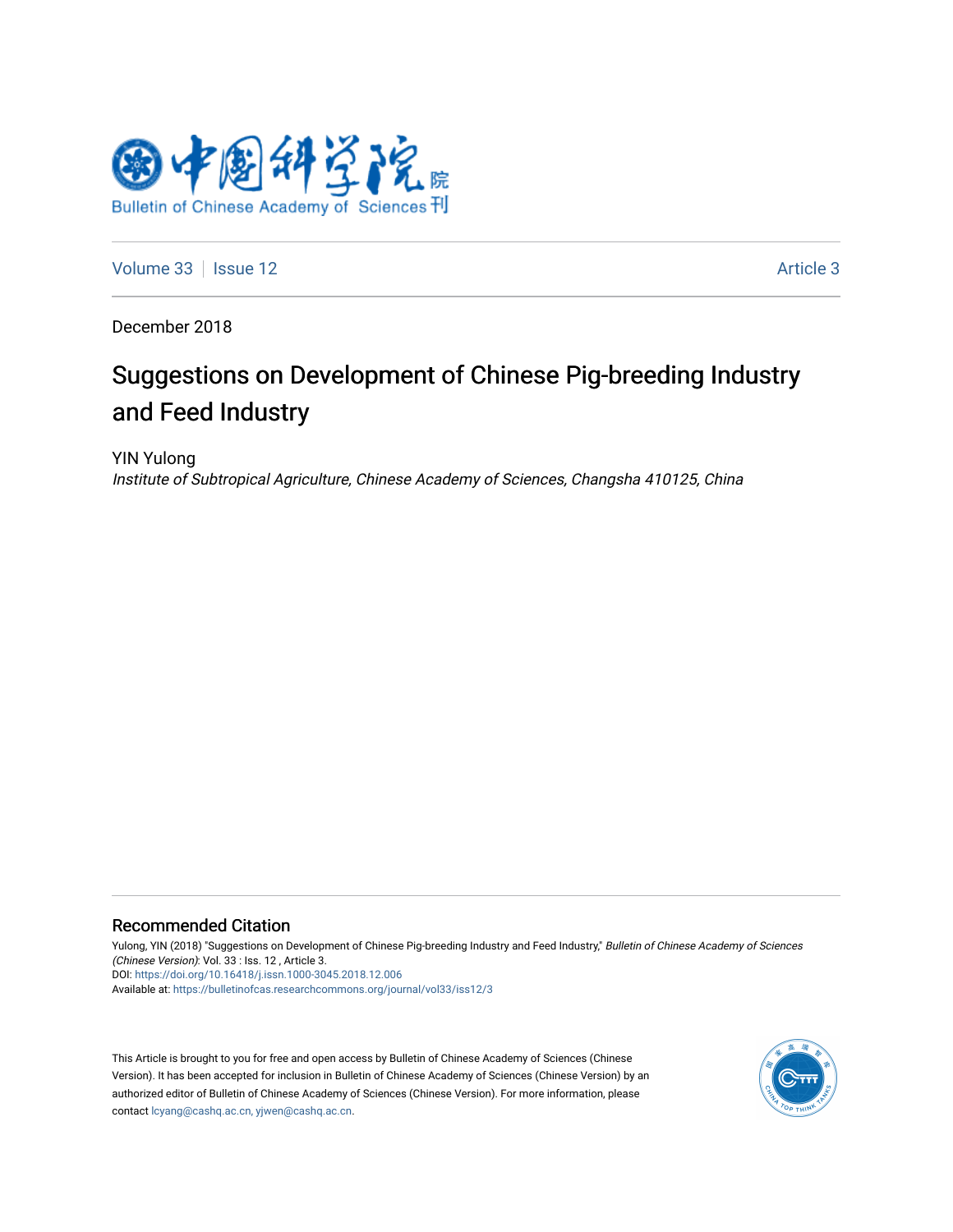Volume 33 | Issue 12 Article 3

December 2018

# Suggestions on Development of Chinese Pig-breeding Industry and Feed Industry

YIN Yulong

*Institute of Subtropical Agriculture, Chinese Academy of Sciences, Changsha 410125, China*

## Recommended Citation

Yulong, YIN (2018) "Suggestions on Development of Chinese Pig-breeding Industry and Feed Industry," *Bulletin of Chinese Academy of Sciences (Chinese Version)*: Vol. 33 : Iss. 12 , Article 3.
DOI: https://doi.org/10.16418/j.issn.1000-3045.2018.12.006
Available at: https://bulletinofcas.researchcommons.org/journal/vol33/iss12/3

This Article is brought to you for free and open access by Bulletin of Chinese Academy of Sciences (Chinese Version). It has been accepted for inclusion in Bulletin of Chinese Academy of Sciences (Chinese Version) by an authorized editor of Bulletin of Chinese Academy of Sciences (Chinese Version). For more information, please contact lcyang@cashq.ac.cn, yjwen@cashq.ac.cn.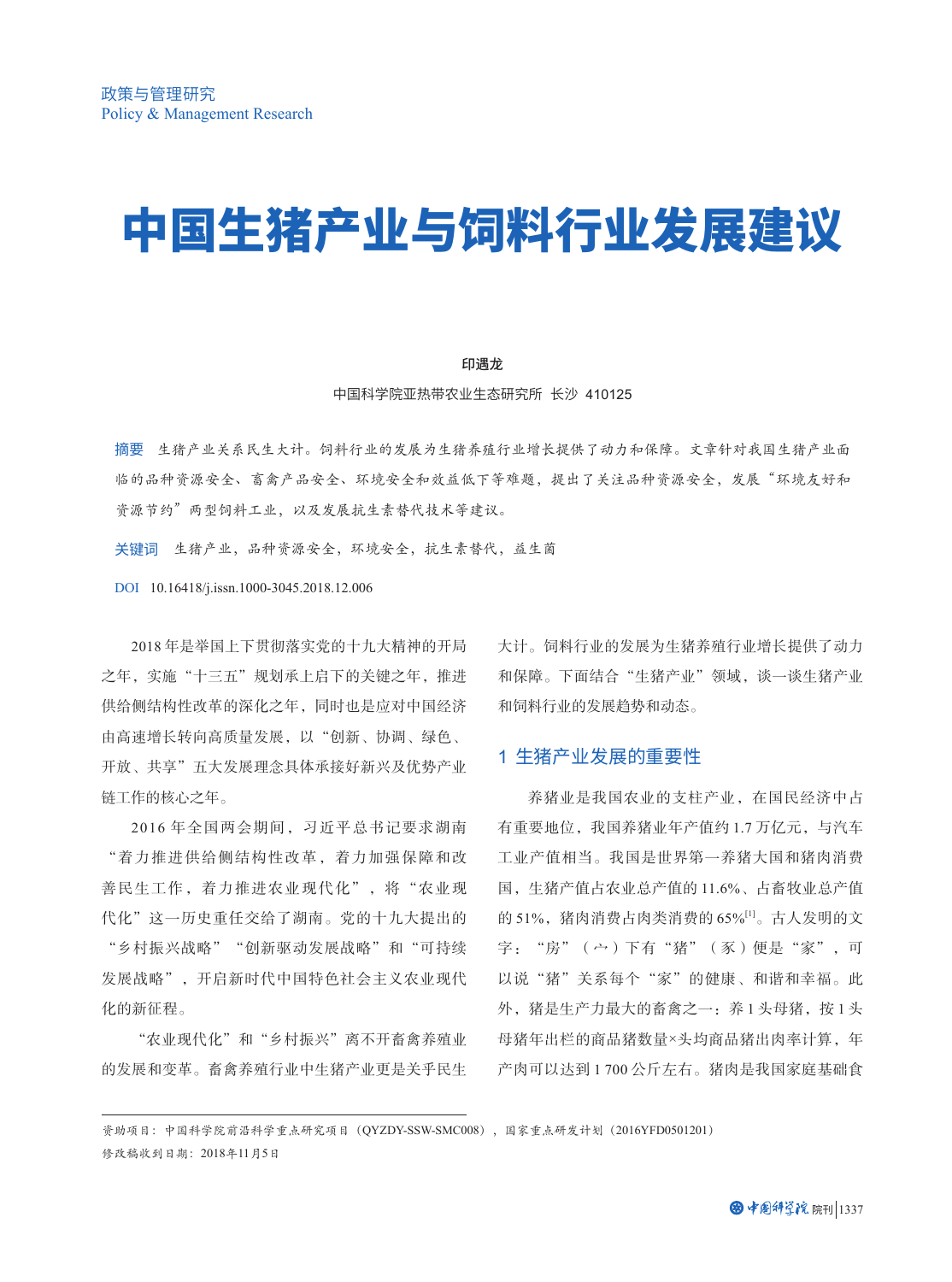政策与管理研究
Policy & Management Research

# 中国生猪产业与饲料行业发展建议

**印遇龙**

中国科学院亚热带农业生态研究所 长沙 410125

**摘要** 生猪产业关系民生大计。饲料行业的发展为生猪养殖行业增长提供了动力和保障。文章针对我国生猪产业面临的品种资源安全、畜禽产品安全、环境安全和效益低下等难题，提出了关注品种资源安全，发展“环境友好和资源节约”两型饲料工业，以及发展抗生素替代技术等建议。

**关键词** 生猪产业，品种资源安全，环境安全，抗生素替代，益生菌

**DOI** 10.16418/j.issn.1000-3045.2018.12.006

2018 年是举国上下贯彻落实党的十九大精神的开局之年，实施“十三五”规划承上启下的关键之年，推进供给侧结构性改革的深化之年，同时也是应对中国经济由高速增长转向高质量发展，以“创新、协调、绿色、开放、共享”五大发展理念具体承接好新兴及优势产业链工作的核心之年。

2016 年全国两会期间，习近平总书记要求湖南“着力推进供给侧结构性改革，着力加强保障和改善民生工作，着力推进农业现代化”，将“农业现代化”这一历史重任交给了湖南。党的十九大提出的“乡村振兴战略”“创新驱动发展战略”和“可持续发展战略”，开启新时代中国特色社会主义农业现代化的新征程。

“农业现代化”和“乡村振兴”离不开畜禽养殖业的发展和变革。畜禽养殖行业中生猪产业更是关乎民生大计。饲料行业的发展为生猪养殖行业增长提供了动力和保障。下面结合“生猪产业”领域，谈一谈生猪产业和饲料行业的发展趋势和动态。

## 1 生猪产业发展的重要性

养猪业是我国农业的支柱产业，在国民经济中占有重要地位，我国养猪业年产值约 1.7 万亿元，与汽车工业产值相当。我国是世界第一养猪大国和猪肉消费国，生猪产值占农业总产值的 11.6%、占畜牧业总产值的 51%，猪肉消费占肉类消费的 65%[1]。古人发明的文字：“房”（宀）下有“猪”（豕）便是“家”，可以说“猪”关系每个“家”的健康、和谐和幸福。此外，猪是生产力最大的畜禽之一：养 1 头母猪，按 1 头母猪年出栏的商品猪数量×头均商品猪出肉率计算，年产肉可以达到 1 700 公斤左右。猪肉是我国家庭基础食

---

资助项目：中国科学院前沿科学重点研究项目（QYZDY-SSW-SMC008），国家重点研发计划（2016YFD0501201）

修改稿收到日期：2018年11月5日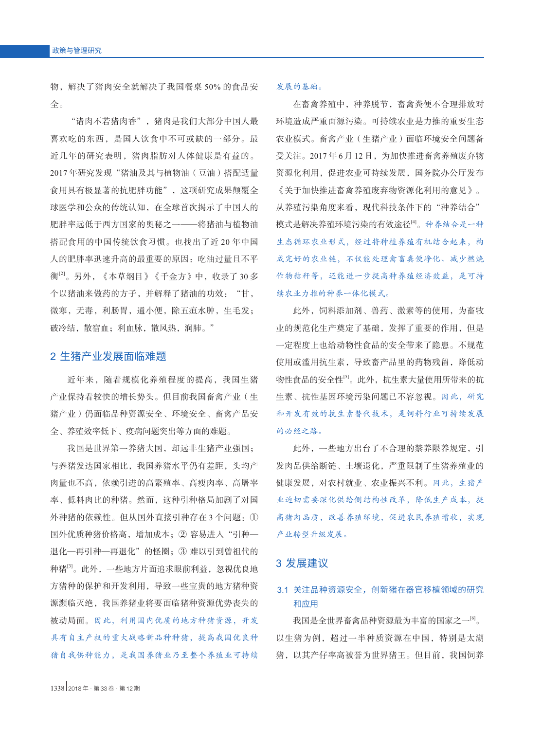物，解决了猪肉安全就解决了我国餐桌 50% 的食品安全。

“诸肉不若猪肉香”，猪肉是我们大部分中国人最喜欢吃的东西，是国人饮食中不可或缺的一部分。最近几年的研究表明，猪肉脂肪对人体健康是有益的。2017 年研究发现“猪油及其与植物油（豆油）搭配适量食用具有极显著的抗肥胖功能”，这项研究成果颠覆全球医学和公众的传统认知，在全球首次揭示了中国人的肥胖率远低于西方国家的奥秘之一——将猪油与植物油搭配食用的中国传统饮食习惯。也找出了近 20 年中国人的肥胖率迅速升高的最重要的原因：吃油过量且不平衡[2]。另外，《本草纲目》《千金方》中，收录了 30 多个以猪油来做药的方子，并解释了猪油的功效：“甘，微寒，无毒，利肠胃，通小便，除五疸水肿，生毛发；破冷结，散宿血；利血脉，散风热，润肺。”

## 2 生猪产业发展面临难题

近年来，随着规模化养殖程度的提高，我国生猪产业保持着较快的增长势头。但目前我国畜禽产业（生猪产业）仍面临品种资源安全、环境安全、畜禽产品安全、养殖效率低下、疫病问题突出等方面的难题。

我国是世界第一养猪大国，却远非生猪产业强国；与养猪发达国家相比，我国养猪水平仍有差距，头均产肉量也不高，依赖引进的高繁殖率、高瘦肉率、高屠宰率、低料肉比的种猪。然而，这种引种格局加剧了对国外种猪的依赖性。但从国外直接引种存在 3 个问题：① 国外优质种猪价格高，增加成本；② 容易进入“引种—退化—再引种—再退化”的怪圈；③ 难以引到曾祖代的种猪[3]。此外，一些地方片面追求眼前利益，忽视优良地方猪种的保护和开发利用，导致一些宝贵的地方猪种资源濒临灭绝，我国养猪业将要面临猪种资源优势丧失的被动局面。*因此，利用国内优质的地方种猪资源，开发具有自主产权的重大战略新品种种猪，提高我国优良种猪自我供种能力，是我国养猪业乃至整个养殖业可持续发展的基础。*

在畜禽养殖中，种养脱节，畜禽粪便不合理排放对环境造成严重面源污染。可持续农业是力推的重要生态农业模式。畜禽产业（生猪产业）面临环境安全问题备受关注。2017 年 6 月 12 日，为加快推进畜禽养殖废弃物资源化利用，促进农业可持续发展，国务院办公厅发布《关于加快推进畜禽养殖废弃物资源化利用的意见》。从养殖污染角度来看，现代科技条件下的“种养结合”模式是解决养殖环境污染的有效途径[4]。*种养结合是一种生态循环农业形式，经过将种植养殖有机结合起来，构成完好的农业链，不仅能处理畜禽粪便净化、减少燃烧作物秸秆等，还能进一步提高种养殖经济效益，是可持续农业力推的种养一体化模式。*

此外，饲料添加剂、兽药、激素等的使用，为畜牧业的规范化生产奠定了基础，发挥了重要的作用，但是一定程度上也给动物性食品的安全带来了隐患。不规范使用或滥用抗生素，导致畜产品里的药物残留，降低动物性食品的安全性[5]。此外，抗生素大量使用所带来的抗生素、抗性基因环境污染问题已不容忽视。*因此，研究和开发有效的抗生素替代技术，是饲料行业可持续发展的必经之路。*

此外，一些地方出台了不合理的禁养限养规定，引发肉品供给断链、土壤退化，严重限制了生猪养殖业的健康发展，对农村就业、农业振兴不利。*因此，生猪产业迫切需要深化供给侧结构性改革，降低生产成本，提高猪肉品质，改善养殖环境，促进农民养殖增收，实现产业转型升级发展。*

## 3 发展建议

### 3.1 关注品种资源安全，创新猪在器官移植领域的研究和应用

我国是全世界畜禽品种资源最为丰富的国家之一[6]。以生猪为例，超过一半种质资源在中国，特别是太湖猪，以其产仔率高被誉为世界猪王。但目前，我国饲养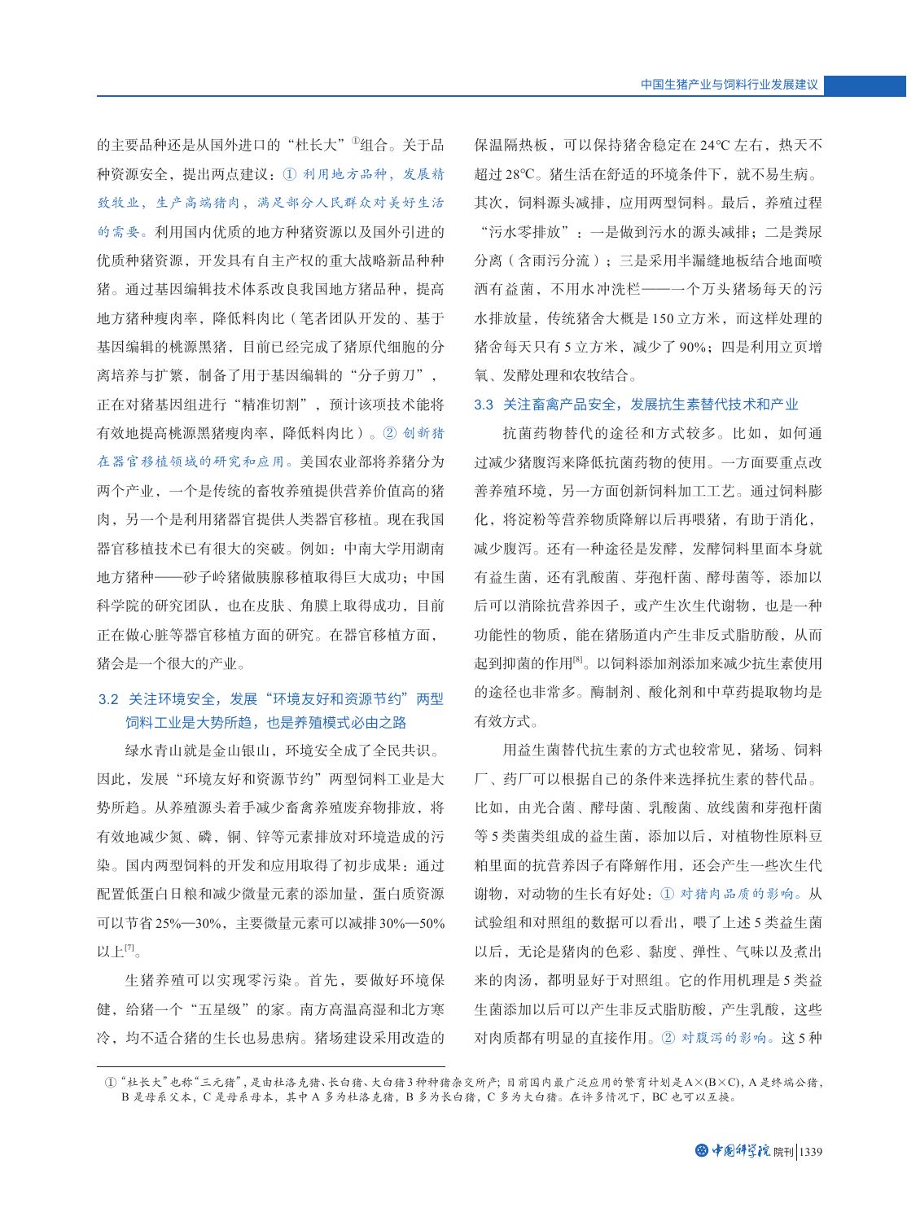的主要品种还是从国外进口的“杜长大”①组合。关于品种资源安全，提出两点建议：① 利用地方品种，发展精致牧业，生产高端猪肉，满足部分人民群众对美好生活的需要。利用国内优质的地方种猪资源以及国外引进的优质种猪资源，开发具有自主产权的重大战略新品种猪。通过基因编辑技术体系改良我国地方猪品种，提高地方猪种瘦肉率，降低料肉比（笔者团队开发的、基于基因编辑的桃源黑猪，目前已经完成了猪原代细胞的分离培养与扩繁，制备了用于基因编辑的“分子剪刀”，正在对猪基因组进行“精准切割”，预计该项技术能将有效地提高桃源黑猪瘦肉率，降低料肉比）。② 创新猪在器官移植领域的研究和应用。美国农业部将养猪分为两个产业，一个是传统的畜牧养殖提供营养价值高的猪肉，另一个是利用猪器官提供人类器官移植。现在我国器官移植技术已有很大的突破。例如：中南大学用湖南地方猪种——砂子岭猪做胰腺移植取得巨大成功；中国科学院的研究团队，也在皮肤、角膜上取得成功，目前正在做心脏等器官移植方面的研究。在器官移植方面，猪会是一个很大的产业。

### 3.2 关注环境安全，发展“环境友好和资源节约”两型饲料工业是大势所趋，也是养殖模式必由之路

绿水青山就是金山银山，环境安全成了全民共识。因此，发展“环境友好和资源节约”两型饲料工业是大势所趋。从养殖源头着手减少畜禽养殖废弃物排放，将有效地减少氮、磷、铜、锌等元素排放对环境造成的污染。国内两型饲料的开发和应用取得了初步成果：通过配置低蛋白日粮和减少微量元素的添加量，蛋白质资源可以节省25%—30%，主要微量元素可以减排30%—50%以上[7]。

生猪养殖可以实现零污染。首先，要做好环境保健，给猪一个“五星级”的家。南方高温高湿和北方寒冷，均不适合猪的生长也易患病。猪场建设采用改造的保温隔热板，可以保持猪舍稳定在24℃左右，热天不超过28℃。猪生活在舒适的环境条件下，就不易生病。其次，饲料源头减排，应用两型饲料。最后，养殖过程“污水零排放”：一是做到污水的源头减排；二是粪尿分离（含雨污分流）；三是采用半漏缝地板结合地面喷洒有益菌，不用水冲洗栏——一个万头猪场每天的污水排放量，传统猪舍大概是150立方米，而这样处理的猪舍每天只有5立方米，减少了90%；四是利用立页增氧、发酵处理和农牧结合。

### 3.3 关注畜禽产品安全，发展抗生素替代技术和产业

抗菌药物替代的途径和方式较多。比如，如何通过减少猪腹泻来降低抗菌药物的使用。一方面要重点改善养殖环境，另一方面创新饲料加工工艺。通过饲料膨化，将淀粉等营养物质降解以后再喂猪，有助于消化，减少腹泻。还有一种途径是发酵，发酵饲料里面本身就有益生菌，还有乳酸菌、芽孢杆菌、酵母菌等，添加以后可以消除抗营养因子，或产生次生代谢物，也是一种功能性的物质，能在猪肠道内产生非反式脂肪酸，从而起到抑菌的作用[8]。以饲料添加剂添加来减少抗生素使用的途径也非常多。酶制剂、酸化剂和中草药提取物均是有效方式。

用益生菌替代抗生素的方式也较常见，猪场、饲料厂、药厂可以根据自己的条件来选择抗生素的替代品。比如，由光合菌、酵母菌、乳酸菌、放线菌和芽孢杆菌等5类菌类组成的益生菌，添加以后，对植物性原料豆粕里面的抗营养因子有降解作用，还会产生一些次生代谢物，对动物的生长有好处：① 对猪肉品质的影响。从试验组和对照组的数据可以看出，喂了上述5类益生菌以后，无论是猪肉的色彩、黏度、弹性、气味以及煮出来的肉汤，都明显好于对照组。它的作用机理是5类益生菌添加以后可以产生非反式脂肪酸，产生乳酸，这些对肉质都有明显的直接作用。② 对腹泻的影响。这5种

---

① “杜长大”也称“三元猪”，是由杜洛克猪、长白猪、大白猪3种种猪杂交所产；目前国内最广泛应用的繁育计划是A×(B×C)，A是终端公猪，B是母系父本，C是母系母本，其中A多为杜洛克猪，B多为长白猪，C多为大白猪。在许多情况下，BC也可以互换。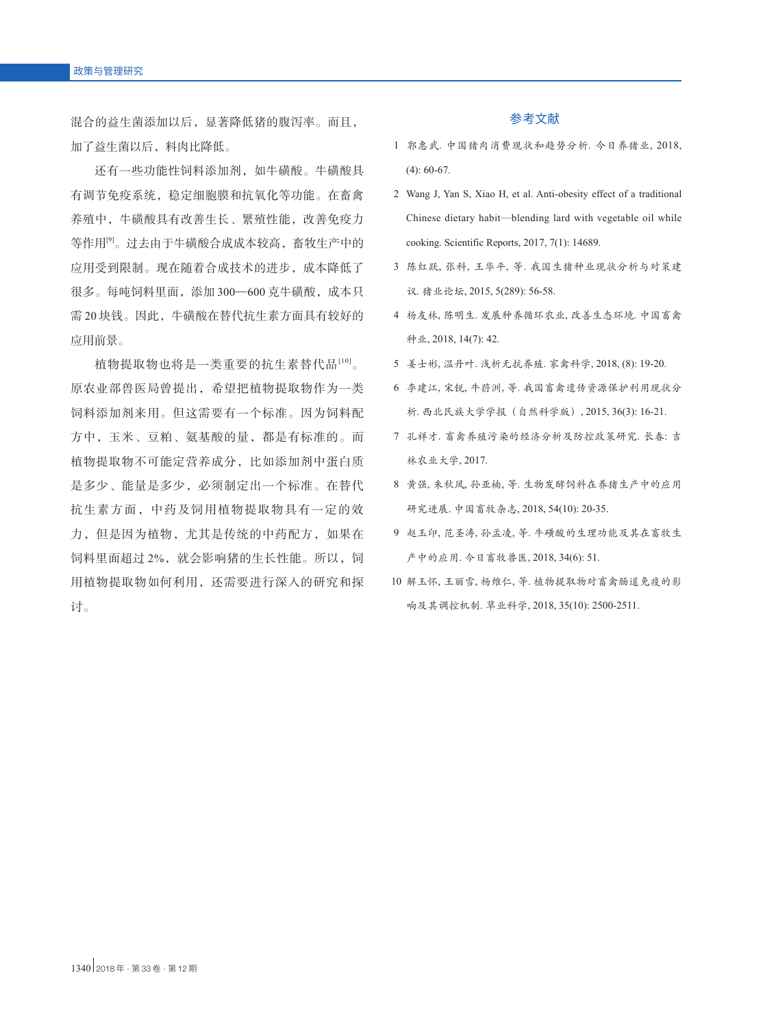混合的益生菌添加以后，显著降低猪的腹泻率。而且，加了益生菌以后，料肉比降低。

还有一些功能性饲料添加剂，如牛磺酸。牛磺酸具有调节免疫系统，稳定细胞膜和抗氧化等功能。在畜禽养殖中，牛磺酸具有改善生长、繁殖性能，改善免疫力等作用[9]。过去由于牛磺酸合成成本较高，畜牧生产中的应用受到限制。现在随着合成技术的进步，成本降低了很多。每吨饲料里面，添加300—600克牛磺酸，成本只需20块钱。因此，牛磺酸在替代抗生素方面具有较好的应用前景。

植物提取物也将是一类重要的抗生素替代品[10]。原农业部兽医局曾提出，希望把植物提取物作为一类饲料添加剂来用。但这需要有一个标准。因为饲料配方中，玉米、豆粕、氨基酸的量，都是有标准的。而植物提取物不可能定营养成分，比如添加剂中蛋白质是多少、能量是多少，必须制定出一个标准。在替代抗生素方面，中药及饲用植物提取物具有一定的效力，但是因为植物，尤其是传统的中药配方，如果在饲料里面超过2%，就会影响猪的生长性能。所以，饲用植物提取物如何利用，还需要进行深入的研究和探讨。

## 参考文献

1 郭惠武. 中国猪肉消费现状和趋势分析. 今日养猪业, 2018, (4): 60-67.

2 Wang J, Yan S, Xiao H, et al. Anti-obesity effect of a traditional Chinese dietary habit—blending lard with vegetable oil while cooking. Scientific Reports, 2017, 7(1): 14689.

3 陈红跃, 张科, 王华平, 等. 我国生猪种业现状分析与对策建议. 猪业论坛, 2015, 5(289): 56-58.

4 杨友林, 陈明生. 发展种养循环农业, 改善生态环境. 中国畜禽种业, 2018, 14(7): 42.

5 姜士彬, 温丹叶. 浅析无抗养殖. 家禽科学, 2018, (8): 19-20.

6 李建江, 宋锐, 牛莳洲, 等. 我国畜禽遗传资源保护利用现状分析. 西北民族大学学报（自然科学版）, 2015, 36(3): 16-21.

7 孔祥才. 畜禽养殖污染的经济分析及防控政策研究. 长春: 吉林农业大学, 2017.

8 黄强, 朱秋凤, 孙亚楠, 等. 生物发酵饲料在养猪生产中的应用研究进展. 中国畜牧杂志, 2018, 54(10): 20-35.

9 赵玉印, 范圣涛, 孙孟凌, 等. 牛磺酸的生理功能及其在畜牧生产中的应用. 今日畜牧兽医, 2018, 34(6): 51.

10 解玉怀, 王丽雪, 杨维仁, 等. 植物提取物对畜禽肠道免疫的影响及其调控机制. 草业科学, 2018, 35(10): 2500-2511.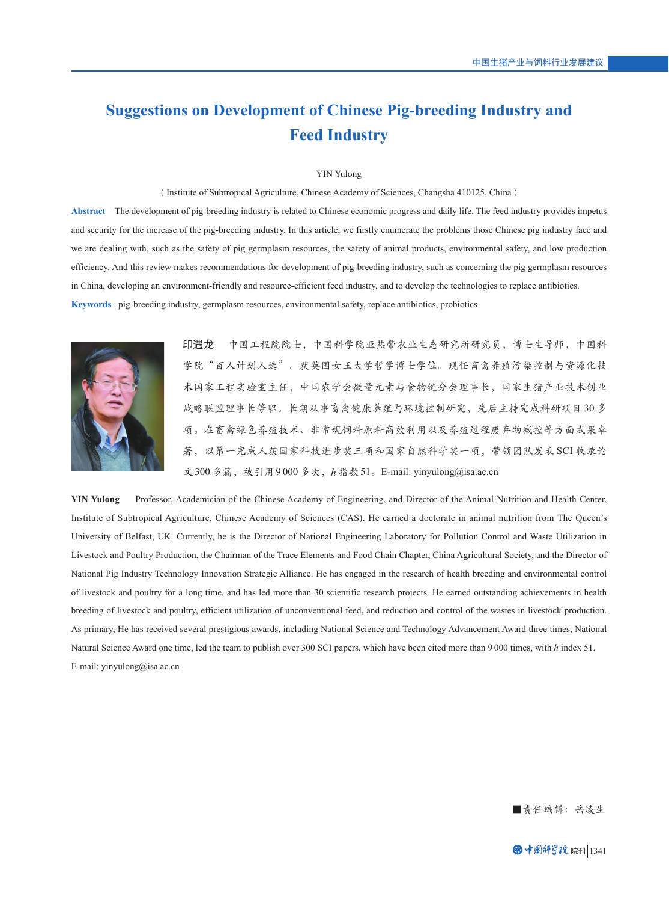# Suggestions on Development of Chinese Pig-breeding Industry and Feed Industry

YIN Yulong

( Institute of Subtropical Agriculture, Chinese Academy of Sciences, Changsha 410125, China )

**Abstract** The development of pig-breeding industry is related to Chinese economic progress and daily life. The feed industry provides impetus and security for the increase of the pig-breeding industry. In this article, we firstly enumerate the problems those Chinese pig industry face and we are dealing with, such as the safety of pig germplasm resources, the safety of animal products, environmental safety, and low production efficiency. And this review makes recommendations for development of pig-breeding industry, such as concerning the pig germplasm resources in China, developing an environment-friendly and resource-efficient feed industry, and to develop the technologies to replace antibiotics.

**Keywords** pig-breeding industry, germplasm resources, environmental safety, replace antibiotics, probiotics

**印遇龙** 中国工程院院士，中国科学院亚热带农业生态研究所研究员，博士生导师，中国科学院"百人计划入选"。获英国女王大学哲学博士学位。现任畜禽养殖污染控制与资源化技术国家工程实验室主任，中国农学会微量元素与食物链分会理事长，国家生猪产业技术创业战略联盟理事长等职。长期从事畜禽健康养殖与环境控制研究，先后主持完成科研项目 30 多项。在畜禽绿色养殖技术、非常规饲料原料高效利用以及养殖过程废弃物减控等方面成果卓著，以第一完成人获国家科技进步奖三项和国家自然科学奖一项，带领团队发表 SCI 收录论文 300 多篇，被引用 9 000 多次，$h$ 指数 51。E-mail: yinyulong@isa.ac.cn

**YIN Yulong** Professor, Academician of the Chinese Academy of Engineering, and Director of the Animal Nutrition and Health Center, Institute of Subtropical Agriculture, Chinese Academy of Sciences (CAS). He earned a doctorate in animal nutrition from The Queen's University of Belfast, UK. Currently, he is the Director of National Engineering Laboratory for Pollution Control and Waste Utilization in Livestock and Poultry Production, the Chairman of the Trace Elements and Food Chain Chapter, China Agricultural Society, and the Director of National Pig Industry Technology Innovation Strategic Alliance. He has engaged in the research of health breeding and environmental control of livestock and poultry for a long time, and has led more than 30 scientific research projects. He earned outstanding achievements in health breeding of livestock and poultry, efficient utilization of unconventional feed, and reduction and control of the wastes in livestock production. As primary, He has received several prestigious awards, including National Science and Technology Advancement Award three times, National Natural Science Award one time, led the team to publish over 300 SCI papers, which have been cited more than 9 000 times, with $h$ index 51. E-mail: yinyulong@isa.ac.cn

■责任编辑：岳凌生